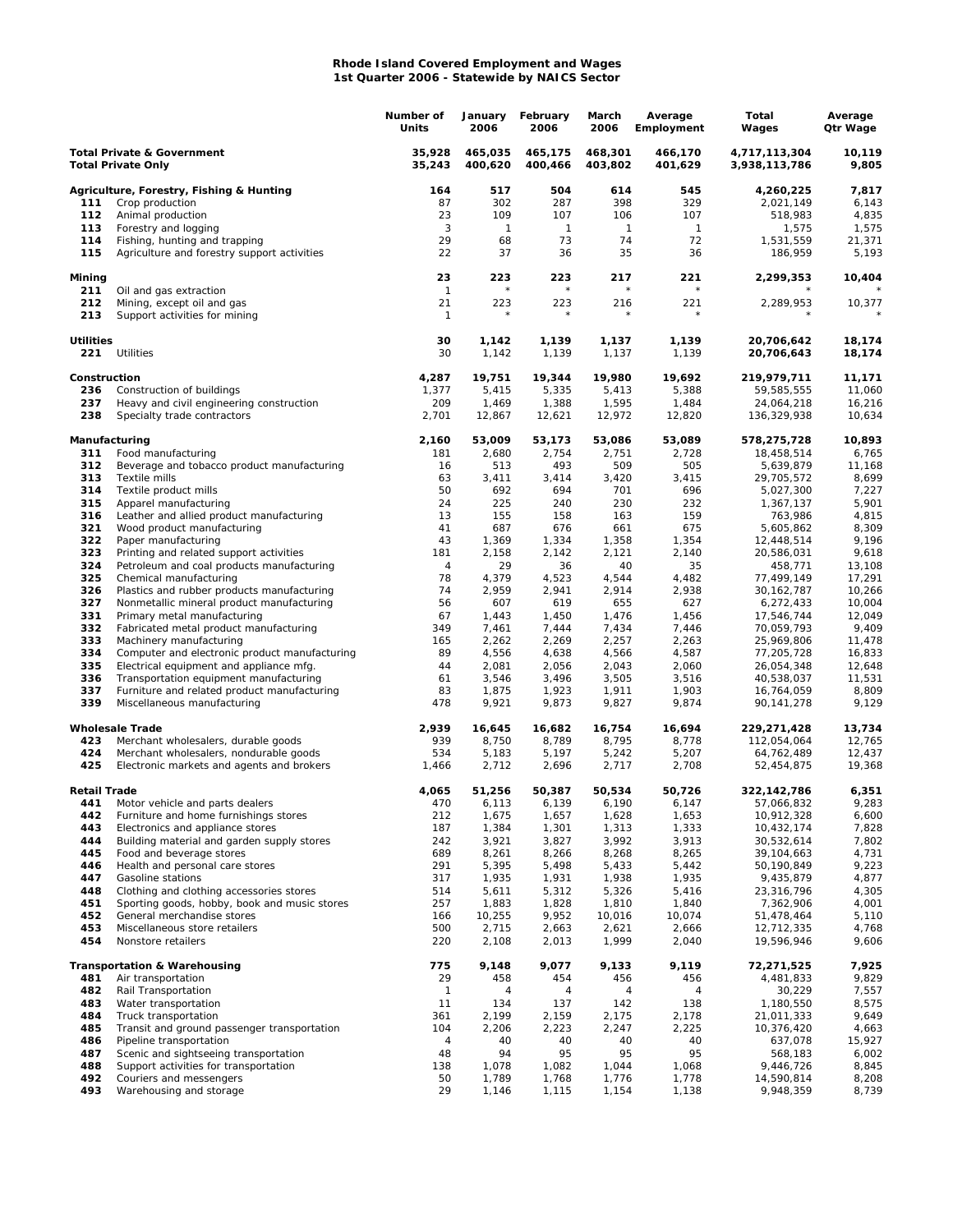**Rhode Island Covered Employment and Wages**
**1st Quarter 2006 - Statewide by NAICS Sector**

| | | Number of Units | January 2006 | February 2006 | March 2006 | Average Employment | Total Wages | Average Qtr Wage |
|---|---|---|---|---|---|---|---|---|
| **Total Private & Government** | | **35,928** | **465,035** | **465,175** | **468,301** | **466,170** | **4,717,113,304** | **10,119** |
| **Total Private Only** | | **35,243** | **400,620** | **400,466** | **403,802** | **401,629** | **3,938,113,786** | **9,805** |
| **Agriculture, Forestry, Fishing & Hunting** | | **164** | **517** | **504** | **614** | **545** | **4,260,225** | **7,817** |
| 111 | Crop production | 87 | 302 | 287 | 398 | 329 | 2,021,149 | 6,143 |
| 112 | Animal production | 23 | 109 | 107 | 106 | 107 | 518,983 | 4,835 |
| 113 | Forestry and logging | 3 | 1 | 1 | 1 | 1 | 1,575 | 1,575 |
| 114 | Fishing, hunting and trapping | 29 | 68 | 73 | 74 | 72 | 1,531,559 | 21,371 |
| 115 | Agriculture and forestry support activities | 22 | 37 | 36 | 35 | 36 | 186,959 | 5,193 |
| **Mining** | | **23** | **223** | **223** | **217** | **221** | **2,299,353** | **10,404** |
| 211 | Oil and gas extraction | 1 | * | * | * | * | * | * |
| 212 | Mining, except oil and gas | 21 | 223 | 223 | 216 | 221 | 2,289,953 | 10,377 |
| 213 | Support activities for mining | 1 | * | * | * | * | * | * |
| **Utilities** | | **30** | **1,142** | **1,139** | **1,137** | **1,139** | **20,706,642** | **18,174** |
| 221 | Utilities | 30 | 1,142 | 1,139 | 1,137 | 1,139 | 20,706,643 | 18,174 |
| **Construction** | | **4,287** | **19,751** | **19,344** | **19,980** | **19,692** | **219,979,711** | **11,171** |
| 236 | Construction of buildings | 1,377 | 5,415 | 5,335 | 5,413 | 5,388 | 59,585,555 | 11,060 |
| 237 | Heavy and civil engineering construction | 209 | 1,469 | 1,388 | 1,595 | 1,484 | 24,064,218 | 16,216 |
| 238 | Specialty trade contractors | 2,701 | 12,867 | 12,621 | 12,972 | 12,820 | 136,329,938 | 10,634 |
| **Manufacturing** | | **2,160** | **53,009** | **53,173** | **53,086** | **53,089** | **578,275,728** | **10,893** |
| 311 | Food manufacturing | 181 | 2,680 | 2,754 | 2,751 | 2,728 | 18,458,514 | 6,765 |
| 312 | Beverage and tobacco product manufacturing | 16 | 513 | 493 | 509 | 505 | 5,639,879 | 11,168 |
| 313 | Textile mills | 63 | 3,411 | 3,414 | 3,420 | 3,415 | 29,705,572 | 8,699 |
| 314 | Textile product mills | 50 | 692 | 694 | 701 | 696 | 5,027,300 | 7,227 |
| 315 | Apparel manufacturing | 24 | 225 | 240 | 230 | 232 | 1,367,137 | 5,901 |
| 316 | Leather and allied product manufacturing | 13 | 155 | 158 | 163 | 159 | 763,986 | 4,815 |
| 321 | Wood product manufacturing | 41 | 687 | 676 | 661 | 675 | 5,605,862 | 8,309 |
| 322 | Paper manufacturing | 43 | 1,369 | 1,334 | 1,358 | 1,354 | 12,448,514 | 9,196 |
| 323 | Printing and related support activities | 181 | 2,158 | 2,142 | 2,121 | 2,140 | 20,586,031 | 9,618 |
| 324 | Petroleum and coal products manufacturing | 4 | 29 | 36 | 40 | 35 | 458,771 | 13,108 |
| 325 | Chemical manufacturing | 78 | 4,379 | 4,523 | 4,544 | 4,482 | 77,499,149 | 17,291 |
| 326 | Plastics and rubber products manufacturing | 74 | 2,959 | 2,941 | 2,914 | 2,938 | 30,162,787 | 10,266 |
| 327 | Nonmetallic mineral product manufacturing | 56 | 607 | 619 | 655 | 627 | 6,272,433 | 10,004 |
| 331 | Primary metal manufacturing | 67 | 1,443 | 1,450 | 1,476 | 1,456 | 17,546,744 | 12,049 |
| 332 | Fabricated metal product manufacturing | 349 | 7,461 | 7,444 | 7,434 | 7,446 | 70,059,793 | 9,409 |
| 333 | Machinery manufacturing | 165 | 2,262 | 2,269 | 2,257 | 2,263 | 25,969,806 | 11,478 |
| 334 | Computer and electronic product manufacturing | 89 | 4,556 | 4,638 | 4,566 | 4,587 | 77,205,728 | 16,833 |
| 335 | Electrical equipment and appliance mfg. | 44 | 2,081 | 2,056 | 2,043 | 2,060 | 26,054,348 | 12,648 |
| 336 | Transportation equipment manufacturing | 61 | 3,546 | 3,496 | 3,505 | 3,516 | 40,538,037 | 11,531 |
| 337 | Furniture and related product manufacturing | 83 | 1,875 | 1,923 | 1,911 | 1,903 | 16,764,059 | 8,809 |
| 339 | Miscellaneous manufacturing | 478 | 9,921 | 9,873 | 9,827 | 9,874 | 90,141,278 | 9,129 |
| **Wholesale Trade** | | **2,939** | **16,645** | **16,682** | **16,754** | **16,694** | **229,271,428** | **13,734** |
| 423 | Merchant wholesalers, durable goods | 939 | 8,750 | 8,789 | 8,795 | 8,778 | 112,054,064 | 12,765 |
| 424 | Merchant wholesalers, nondurable goods | 534 | 5,183 | 5,197 | 5,242 | 5,207 | 64,762,489 | 12,437 |
| 425 | Electronic markets and agents and brokers | 1,466 | 2,712 | 2,696 | 2,717 | 2,708 | 52,454,875 | 19,368 |
| **Retail Trade** | | **4,065** | **51,256** | **50,387** | **50,534** | **50,726** | **322,142,786** | **6,351** |
| 441 | Motor vehicle and parts dealers | 470 | 6,113 | 6,139 | 6,190 | 6,147 | 57,066,832 | 9,283 |
| 442 | Furniture and home furnishings stores | 212 | 1,675 | 1,657 | 1,628 | 1,653 | 10,912,328 | 6,600 |
| 443 | Electronics and appliance stores | 187 | 1,384 | 1,301 | 1,313 | 1,333 | 10,432,174 | 7,828 |
| 444 | Building material and garden supply stores | 242 | 3,921 | 3,827 | 3,992 | 3,913 | 30,532,614 | 7,802 |
| 445 | Food and beverage stores | 689 | 8,261 | 8,266 | 8,268 | 8,265 | 39,104,663 | 4,731 |
| 446 | Health and personal care stores | 291 | 5,395 | 5,498 | 5,433 | 5,442 | 50,190,849 | 9,223 |
| 447 | Gasoline stations | 317 | 1,935 | 1,931 | 1,938 | 1,935 | 9,435,879 | 4,877 |
| 448 | Clothing and clothing accessories stores | 514 | 5,611 | 5,312 | 5,326 | 5,416 | 23,316,796 | 4,305 |
| 451 | Sporting goods, hobby, book and music stores | 257 | 1,883 | 1,828 | 1,810 | 1,840 | 7,362,906 | 4,001 |
| 452 | General merchandise stores | 166 | 10,255 | 9,952 | 10,016 | 10,074 | 51,478,464 | 5,110 |
| 453 | Miscellaneous store retailers | 500 | 2,715 | 2,663 | 2,621 | 2,666 | 12,712,335 | 4,768 |
| 454 | Nonstore retailers | 220 | 2,108 | 2,013 | 1,999 | 2,040 | 19,596,946 | 9,606 |
| **Transportation & Warehousing** | | **775** | **9,148** | **9,077** | **9,133** | **9,119** | **72,271,525** | **7,925** |
| 481 | Air transportation | 29 | 458 | 454 | 456 | 456 | 4,481,833 | 9,829 |
| 482 | Rail Transportation | 1 | 4 | 4 | 4 | 4 | 30,229 | 7,557 |
| 483 | Water transportation | 11 | 134 | 137 | 142 | 138 | 1,180,550 | 8,575 |
| 484 | Truck transportation | 361 | 2,199 | 2,159 | 2,175 | 2,178 | 21,011,333 | 9,649 |
| 485 | Transit and ground passenger transportation | 104 | 2,206 | 2,223 | 2,247 | 2,225 | 10,376,420 | 4,663 |
| 486 | Pipeline transportation | 4 | 40 | 40 | 40 | 40 | 637,078 | 15,927 |
| 487 | Scenic and sightseeing transportation | 48 | 94 | 95 | 95 | 95 | 568,183 | 6,002 |
| 488 | Support activities for transportation | 138 | 1,078 | 1,082 | 1,044 | 1,068 | 9,446,726 | 8,845 |
| 492 | Couriers and messengers | 50 | 1,789 | 1,768 | 1,776 | 1,778 | 14,590,814 | 8,208 |
| 493 | Warehousing and storage | 29 | 1,146 | 1,115 | 1,154 | 1,138 | 9,948,359 | 8,739 |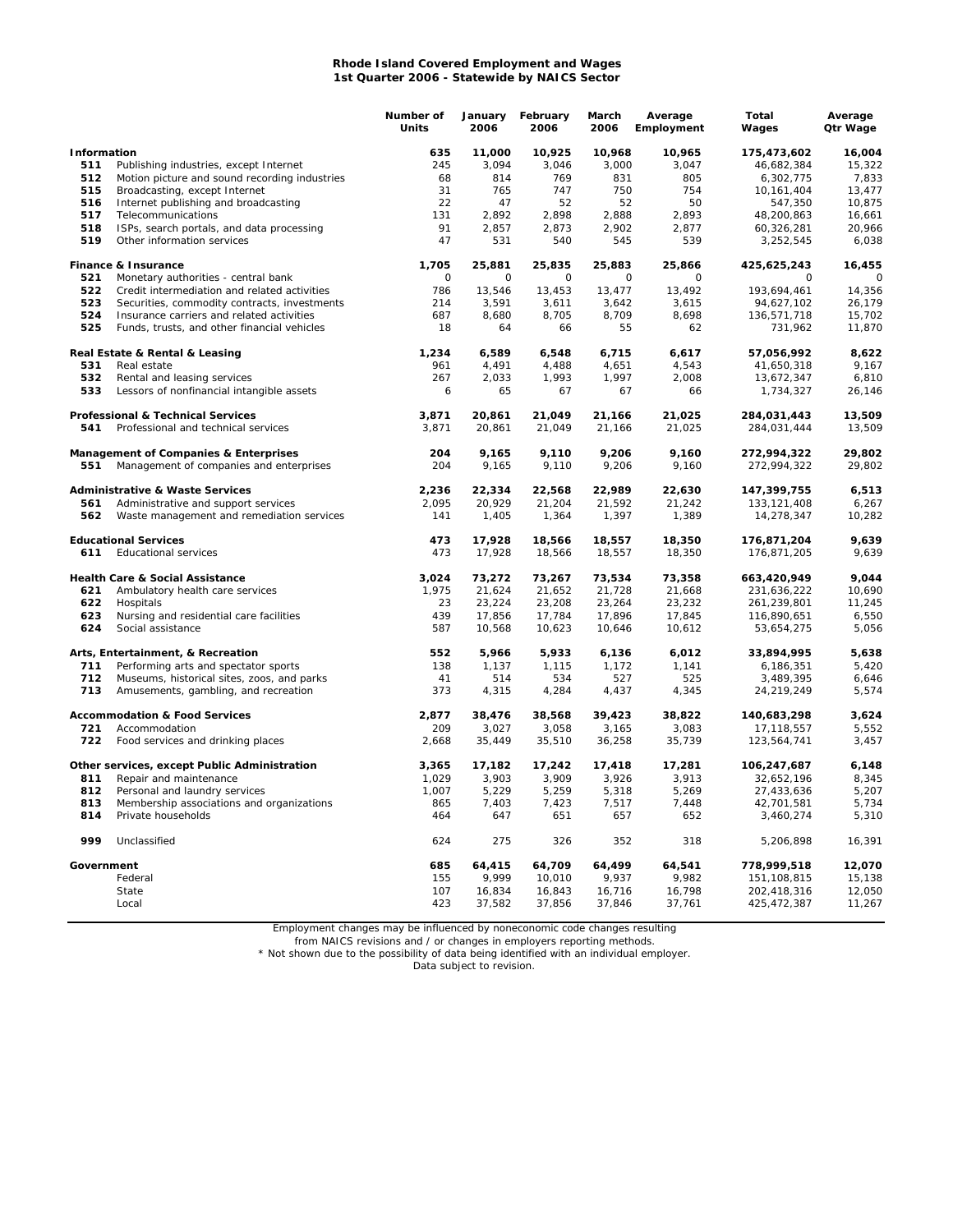**Rhode Island Covered Employment and Wages**
**1st Quarter 2006 - Statewide by NAICS Sector**

| | | Number of Units | January 2006 | February 2006 | March 2006 | Average Employment | Total Wages | Average Qtr Wage |
|---|---|---|---|---|---|---|---|---|
| **Information** | | **635** | **11,000** | **10,925** | **10,968** | **10,965** | **175,473,602** | **16,004** |
| 511 | Publishing industries, except Internet | 245 | 3,094 | 3,046 | 3,000 | 3,047 | 46,682,384 | 15,322 |
| 512 | Motion picture and sound recording industries | 68 | 814 | 769 | 831 | 805 | 6,302,775 | 7,833 |
| 515 | Broadcasting, except Internet | 31 | 765 | 747 | 750 | 754 | 10,161,404 | 13,477 |
| 516 | Internet publishing and broadcasting | 22 | 47 | 52 | 52 | 50 | 547,350 | 10,875 |
| 517 | Telecommunications | 131 | 2,892 | 2,898 | 2,888 | 2,893 | 48,200,863 | 16,661 |
| 518 | ISPs, search portals, and data processing | 91 | 2,857 | 2,873 | 2,902 | 2,877 | 60,326,281 | 20,966 |
| 519 | Other information services | 47 | 531 | 540 | 545 | 539 | 3,252,545 | 6,038 |
| **Finance & Insurance** | | **1,705** | **25,881** | **25,835** | **25,883** | **25,866** | **425,625,243** | **16,455** |
| 521 | Monetary authorities - central bank | 0 | 0 | 0 | 0 | 0 | 0 | 0 |
| 522 | Credit intermediation and related activities | 786 | 13,546 | 13,453 | 13,477 | 13,492 | 193,694,461 | 14,356 |
| 523 | Securities, commodity contracts, investments | 214 | 3,591 | 3,611 | 3,642 | 3,615 | 94,627,102 | 26,179 |
| 524 | Insurance carriers and related activities | 687 | 8,680 | 8,705 | 8,709 | 8,698 | 136,571,718 | 15,702 |
| 525 | Funds, trusts, and other financial vehicles | 18 | 64 | 66 | 55 | 62 | 731,962 | 11,870 |
| **Real Estate & Rental & Leasing** | | **1,234** | **6,589** | **6,548** | **6,715** | **6,617** | **57,056,992** | **8,622** |
| 531 | Real estate | 961 | 4,491 | 4,488 | 4,651 | 4,543 | 41,650,318 | 9,167 |
| 532 | Rental and leasing services | 267 | 2,033 | 1,993 | 1,997 | 2,008 | 13,672,347 | 6,810 |
| 533 | Lessors of nonfinancial intangible assets | 6 | 65 | 67 | 67 | 66 | 1,734,327 | 26,146 |
| **Professional & Technical Services** | | **3,871** | **20,861** | **21,049** | **21,166** | **21,025** | **284,031,443** | **13,509** |
| 541 | Professional and technical services | 3,871 | 20,861 | 21,049 | 21,166 | 21,025 | 284,031,444 | 13,509 |
| **Management of Companies & Enterprises** | | **204** | **9,165** | **9,110** | **9,206** | **9,160** | **272,994,322** | **29,802** |
| 551 | Management of companies and enterprises | 204 | 9,165 | 9,110 | 9,206 | 9,160 | 272,994,322 | 29,802 |
| **Administrative & Waste Services** | | **2,236** | **22,334** | **22,568** | **22,989** | **22,630** | **147,399,755** | **6,513** |
| 561 | Administrative and support services | 2,095 | 20,929 | 21,204 | 21,592 | 21,242 | 133,121,408 | 6,267 |
| 562 | Waste management and remediation services | 141 | 1,405 | 1,364 | 1,397 | 1,389 | 14,278,347 | 10,282 |
| **Educational Services** | | **473** | **17,928** | **18,566** | **18,557** | **18,350** | **176,871,204** | **9,639** |
| 611 | Educational services | 473 | 17,928 | 18,566 | 18,557 | 18,350 | 176,871,205 | 9,639 |
| **Health Care & Social Assistance** | | **3,024** | **73,272** | **73,267** | **73,534** | **73,358** | **663,420,949** | **9,044** |
| 621 | Ambulatory health care services | 1,975 | 21,624 | 21,652 | 21,728 | 21,668 | 231,636,222 | 10,690 |
| 622 | Hospitals | 23 | 23,224 | 23,208 | 23,264 | 23,232 | 261,239,801 | 11,245 |
| 623 | Nursing and residential care facilities | 439 | 17,856 | 17,784 | 17,896 | 17,845 | 116,890,651 | 6,550 |
| 624 | Social assistance | 587 | 10,568 | 10,623 | 10,646 | 10,612 | 53,654,275 | 5,056 |
| **Arts, Entertainment, & Recreation** | | **552** | **5,966** | **5,933** | **6,136** | **6,012** | **33,894,995** | **5,638** |
| 711 | Performing arts and spectator sports | 138 | 1,137 | 1,115 | 1,172 | 1,141 | 6,186,351 | 5,420 |
| 712 | Museums, historical sites, zoos, and parks | 41 | 514 | 534 | 527 | 525 | 3,489,395 | 6,646 |
| 713 | Amusements, gambling, and recreation | 373 | 4,315 | 4,284 | 4,437 | 4,345 | 24,219,249 | 5,574 |
| **Accommodation & Food Services** | | **2,877** | **38,476** | **38,568** | **39,423** | **38,822** | **140,683,298** | **3,624** |
| 721 | Accommodation | 209 | 3,027 | 3,058 | 3,165 | 3,083 | 17,118,557 | 5,552 |
| 722 | Food services and drinking places | 2,668 | 35,449 | 35,510 | 36,258 | 35,739 | 123,564,741 | 3,457 |
| **Other services, except Public Administration** | | **3,365** | **17,182** | **17,242** | **17,418** | **17,281** | **106,247,687** | **6,148** |
| 811 | Repair and maintenance | 1,029 | 3,903 | 3,909 | 3,926 | 3,913 | 32,652,196 | 8,345 |
| 812 | Personal and laundry services | 1,007 | 5,229 | 5,259 | 5,318 | 5,269 | 27,433,636 | 5,207 |
| 813 | Membership associations and organizations | 865 | 7,403 | 7,423 | 7,517 | 7,448 | 42,701,581 | 5,734 |
| 814 | Private households | 464 | 647 | 651 | 657 | 652 | 3,460,274 | 5,310 |
| 999 | Unclassified | 624 | 275 | 326 | 352 | 318 | 5,206,898 | 16,391 |
| **Government** | | **685** | **64,415** | **64,709** | **64,499** | **64,541** | **778,999,518** | **12,070** |
| | Federal | 155 | 9,999 | 10,010 | 9,937 | 9,982 | 151,108,815 | 15,138 |
| | State | 107 | 16,834 | 16,843 | 16,716 | 16,798 | 202,418,316 | 12,050 |
| | Local | 423 | 37,582 | 37,856 | 37,846 | 37,761 | 425,472,387 | 11,267 |

Employment changes may be influenced by noneconomic code changes resulting from NAICS revisions and / or changes in employers reporting methods.
* Not shown due to the possibility of data being identified with an individual employer.
Data subject to revision.